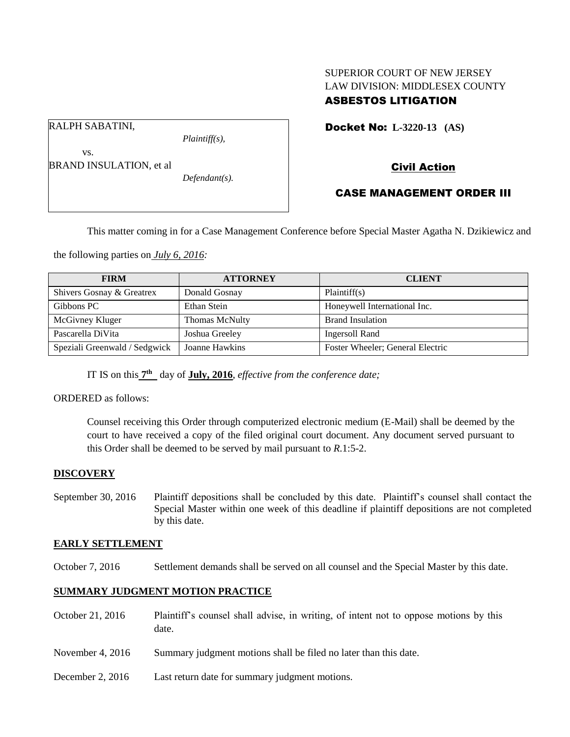SUPERIOR COURT OF NEW JERSEY
LAW DIVISION: MIDDLESEX COUNTY
**ASBESTOS LITIGATION**

RALPH SABATINI,
*Plaintiff(s),*
vs.
BRAND INSULATION, et al
*Defendant(s).*

**Docket No: L-3220-13 (AS)**

**Civil Action**

**CASE MANAGEMENT ORDER III**

This matter coming in for a Case Management Conference before Special Master Agatha N. Dzikiewicz and the following parties on *July 6, 2016:*

| FIRM | ATTORNEY | CLIENT |
|---|---|---|
| Shivers Gosnay & Greatrex | Donald Gosnay | Plaintiff(s) |
| Gibbons PC | Ethan Stein | Honeywell International Inc. |
| McGivney Kluger | Thomas McNulty | Brand Insulation |
| Pascarella DiVita | Joshua Greeley | Ingersoll Rand |
| Speziali Greenwald / Sedgwick | Joanne Hawkins | Foster Wheeler; General Electric |

IT IS on this **7th** day of **July, 2016**, *effective from the conference date;*

ORDERED as follows:

Counsel receiving this Order through computerized electronic medium (E-Mail) shall be deemed by the court to have received a copy of the filed original court document. Any document served pursuant to this Order shall be deemed to be served by mail pursuant to *R.*1:5-2.

**DISCOVERY**

September 30, 2016 Plaintiff depositions shall be concluded by this date. Plaintiff's counsel shall contact the Special Master within one week of this deadline if plaintiff depositions are not completed by this date.

**EARLY SETTLEMENT**

October 7, 2016 Settlement demands shall be served on all counsel and the Special Master by this date.

**SUMMARY JUDGMENT MOTION PRACTICE**

October 21, 2016 Plaintiff's counsel shall advise, in writing, of intent not to oppose motions by this date.

November 4, 2016 Summary judgment motions shall be filed no later than this date.

December 2, 2016 Last return date for summary judgment motions.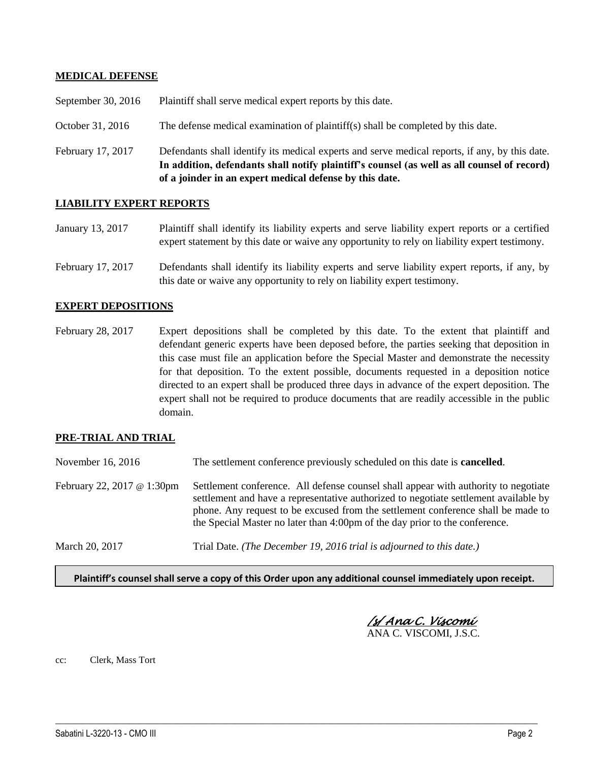## MEDICAL DEFENSE

| | |
|---|---|
| September 30, 2016 | Plaintiff shall serve medical expert reports by this date. |
| October 31, 2016 | The defense medical examination of plaintiff(s) shall be completed by this date. |
| February 17, 2017 | Defendants shall identify its medical experts and serve medical reports, if any, by this date. **In addition, defendants shall notify plaintiff's counsel (as well as all counsel of record) of a joinder in an expert medical defense by this date.** |

## LIABILITY EXPERT REPORTS

| | |
|---|---|
| January 13, 2017 | Plaintiff shall identify its liability experts and serve liability expert reports or a certified expert statement by this date or waive any opportunity to rely on liability expert testimony. |
| February 17, 2017 | Defendants shall identify its liability experts and serve liability expert reports, if any, by this date or waive any opportunity to rely on liability expert testimony. |

## EXPERT DEPOSITIONS

| | |
|---|---|
| February 28, 2017 | Expert depositions shall be completed by this date. To the extent that plaintiff and defendant generic experts have been deposed before, the parties seeking that deposition in this case must file an application before the Special Master and demonstrate the necessity for that deposition. To the extent possible, documents requested in a deposition notice directed to an expert shall be produced three days in advance of the expert deposition. The expert shall not be required to produce documents that are readily accessible in the public domain. |

## PRE-TRIAL AND TRIAL

| | |
|---|---|
| November 16, 2016 | The settlement conference previously scheduled on this date is **cancelled**. |
| February 22, 2017 @ 1:30pm | Settlement conference. All defense counsel shall appear with authority to negotiate settlement and have a representative authorized to negotiate settlement available by phone. Any request to be excused from the settlement conference shall be made to the Special Master no later than 4:00pm of the day prior to the conference. |
| March 20, 2017 | Trial Date. *(The December 19, 2016 trial is adjourned to this date.)* |

**Plaintiff's counsel shall serve a copy of this Order upon any additional counsel immediately upon receipt.**

*/s/ Ana C. Viscomi*
ANA C. VISCOMI, J.S.C.

cc: Clerk, Mass Tort

Sabatini L-3220-13 - CMO III